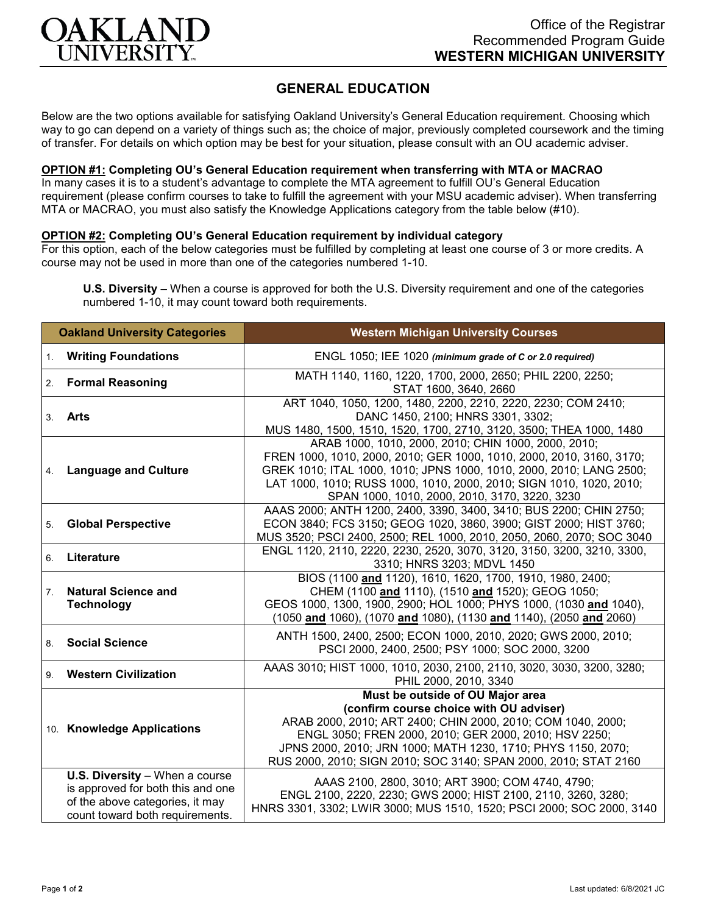Oakland University

Office of the Registrar
Recommended Program Guide
**WESTERN MICHIGAN UNIVERSITY**

# GENERAL EDUCATION

Below are the two options available for satisfying Oakland University's General Education requirement. Choosing which way to go can depend on a variety of things such as; the choice of major, previously completed coursework and the timing of transfer. For details on which option may be best for your situation, please consult with an OU academic adviser.

**OPTION #1: Completing OU's General Education requirement when transferring with MTA or MACRAO**
In many cases it is to a student's advantage to complete the MTA agreement to fulfill OU's General Education requirement (please confirm courses to take to fulfill the agreement with your MSU academic adviser). When transferring MTA or MACRAO, you must also satisfy the Knowledge Applications category from the table below (#10).

**OPTION #2: Completing OU's General Education requirement by individual category**
For this option, each of the below categories must be fulfilled by completing at least one course of 3 or more credits. A course may not be used in more than one of the categories numbered 1-10.

**U.S. Diversity –** When a course is approved for both the U.S. Diversity requirement and one of the categories numbered 1-10, it may count toward both requirements.

| Oakland University Categories | Western Michigan University Courses |
|---|---|
| 1. **Writing Foundations** | ENGL 1050; IEE 1020 ***(minimum grade of C or 2.0 required)*** |
| 2. **Formal Reasoning** | MATH 1140, 1160, 1220, 1700, 2000, 2650; PHIL 2200, 2250; STAT 1600, 3640, 2660 |
| 3. **Arts** | ART 1040, 1050, 1200, 1480, 2200, 2210, 2220, 2230; COM 2410; DANC 1450, 2100; HNRS 3301, 3302; MUS 1480, 1500, 1510, 1520, 1700, 2710, 3120, 3500; THEA 1000, 1480 |
| 4. **Language and Culture** | ARAB 1000, 1010, 2000, 2010; CHIN 1000, 2000, 2010; FREN 1000, 1010, 2000, 2010; GER 1000, 1010, 2000, 2010, 3160, 3170; GREK 1010; ITAL 1000, 1010; JPNS 1000, 1010, 2000, 2010; LANG 2500; LAT 1000, 1010; RUSS 1000, 1010, 2000, 2010; SIGN 1010, 1020, 2010; SPAN 1000, 1010, 2000, 2010, 3170, 3220, 3230 |
| 5. **Global Perspective** | AAAS 2000; ANTH 1200, 2400, 3390, 3400, 3410; BUS 2200; CHIN 2750; ECON 3840; FCS 3150; GEOG 1020, 3860, 3900; GIST 2000; HIST 3760; MUS 3520; PSCI 2400, 2500; REL 1000, 2010, 2050, 2060, 2070; SOC 3040 |
| 6. **Literature** | ENGL 1120, 2110, 2220, 2230, 2520, 3070, 3120, 3150, 3200, 3210, 3300, 3310; HNRS 3203; MDVL 1450 |
| 7. **Natural Science and Technology** | BIOS (1100 **and** 1120), 1610, 1620, 1700, 1910, 1980, 2400; CHEM (1100 **and** 1110), (1510 **and** 1520); GEOG 1050; GEOS 1000, 1300, 1900, 2900; HOL 1000; PHYS 1000, (1030 **and** 1040), (1050 **and** 1060), (1070 **and** 1080), (1130 **and** 1140), (2050 **and** 2060) |
| 8. **Social Science** | ANTH 1500, 2400, 2500; ECON 1000, 2010, 2020; GWS 2000, 2010; PSCI 2000, 2400, 2500; PSY 1000; SOC 2000, 3200 |
| 9. **Western Civilization** | AAAS 3010; HIST 1000, 1010, 2030, 2100, 2110, 3020, 3030, 3200, 3280; PHIL 2000, 2010, 3340 |
| 10. **Knowledge Applications** | **Must be outside of OU Major area (confirm course choice with OU adviser)** ARAB 2000, 2010; ART 2400; CHIN 2000, 2010; COM 1040, 2000; ENGL 3050; FREN 2000, 2010; GER 2000, 2010; HSV 2250; JPNS 2000, 2010; JRN 1000; MATH 1230, 1710; PHYS 1150, 2070; RUS 2000, 2010; SIGN 2010; SOC 3140; SPAN 2000, 2010; STAT 2160 |
| **U.S. Diversity** – When a course is approved for both this and one of the above categories, it may count toward both requirements. | AAAS 2100, 2800, 3010; ART 3900; COM 4740, 4790; ENGL 2100, 2220, 2230; GWS 2000; HIST 2100, 2110, 3260, 3280; HNRS 3301, 3302; LWIR 3000; MUS 1510, 1520; PSCI 2000; SOC 2000, 3140 |

Last updated: 6/8/2021 JC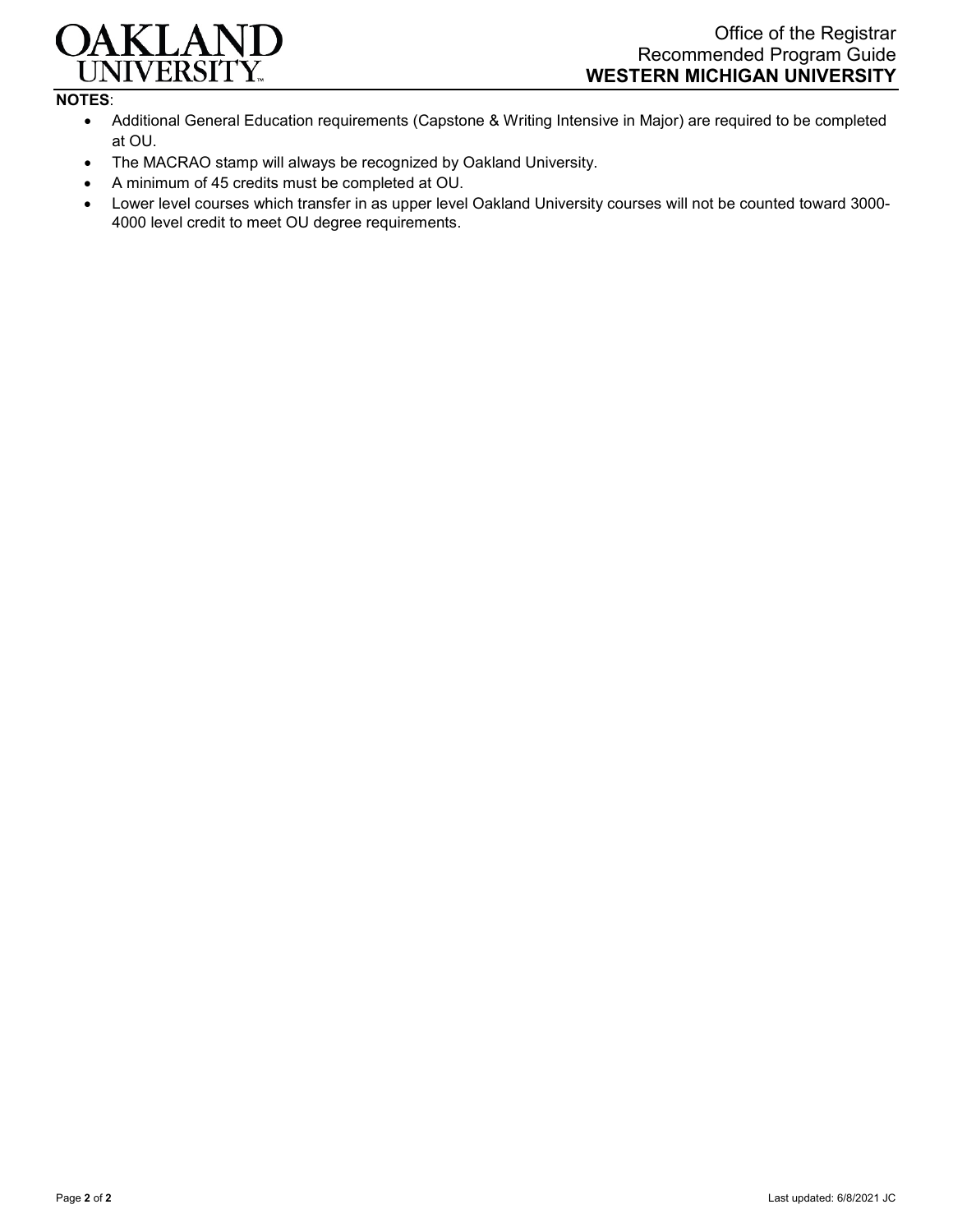**NOTES**:

- Additional General Education requirements (Capstone & Writing Intensive in Major) are required to be completed at OU.
- The MACRAO stamp will always be recognized by Oakland University.
- A minimum of 45 credits must be completed at OU.
- Lower level courses which transfer in as upper level Oakland University courses will not be counted toward 3000-4000 level credit to meet OU degree requirements.